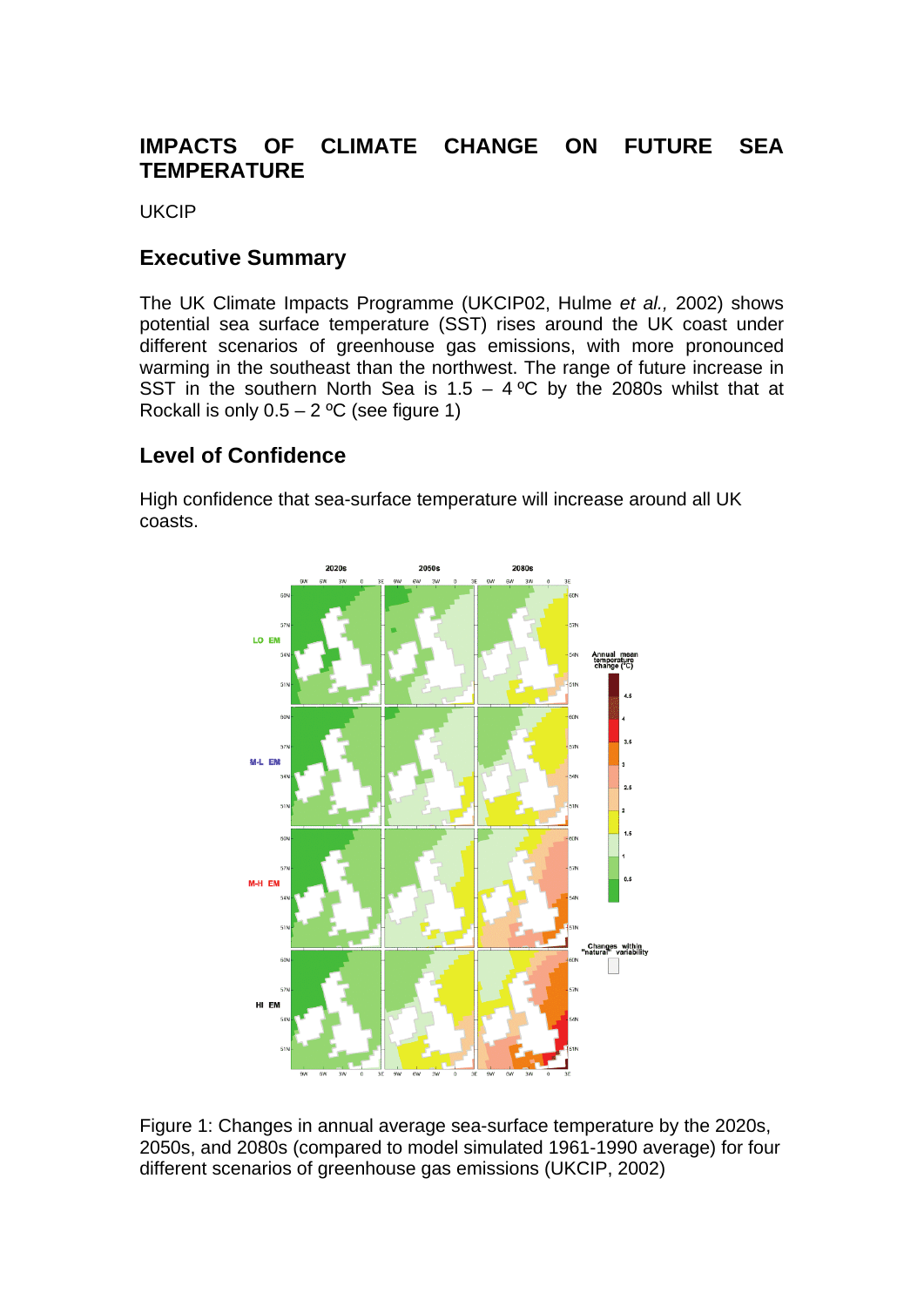# IMPACTS OF CLIMATE CHANGE ON FUTURE SEA TEMPERATURE

UKCIP

## Executive Summary

The UK Climate Impacts Programme (UKCIP02, Hulme *et al.,* 2002) shows potential sea surface temperature (SST) rises around the UK coast under different scenarios of greenhouse gas emissions, with more pronounced warming in the southeast than the northwest. The range of future increase in SST in the southern North Sea is 1.5 – 4 ºC by the 2080s whilst that at Rockall is only 0.5 – 2 ºC (see figure 1)

## Level of Confidence

High confidence that sea-surface temperature will increase around all UK coasts.

Figure 1: Changes in annual average sea-surface temperature by the 2020s, 2050s, and 2080s (compared to model simulated 1961-1990 average) for four different scenarios of greenhouse gas emissions (UKCIP, 2002)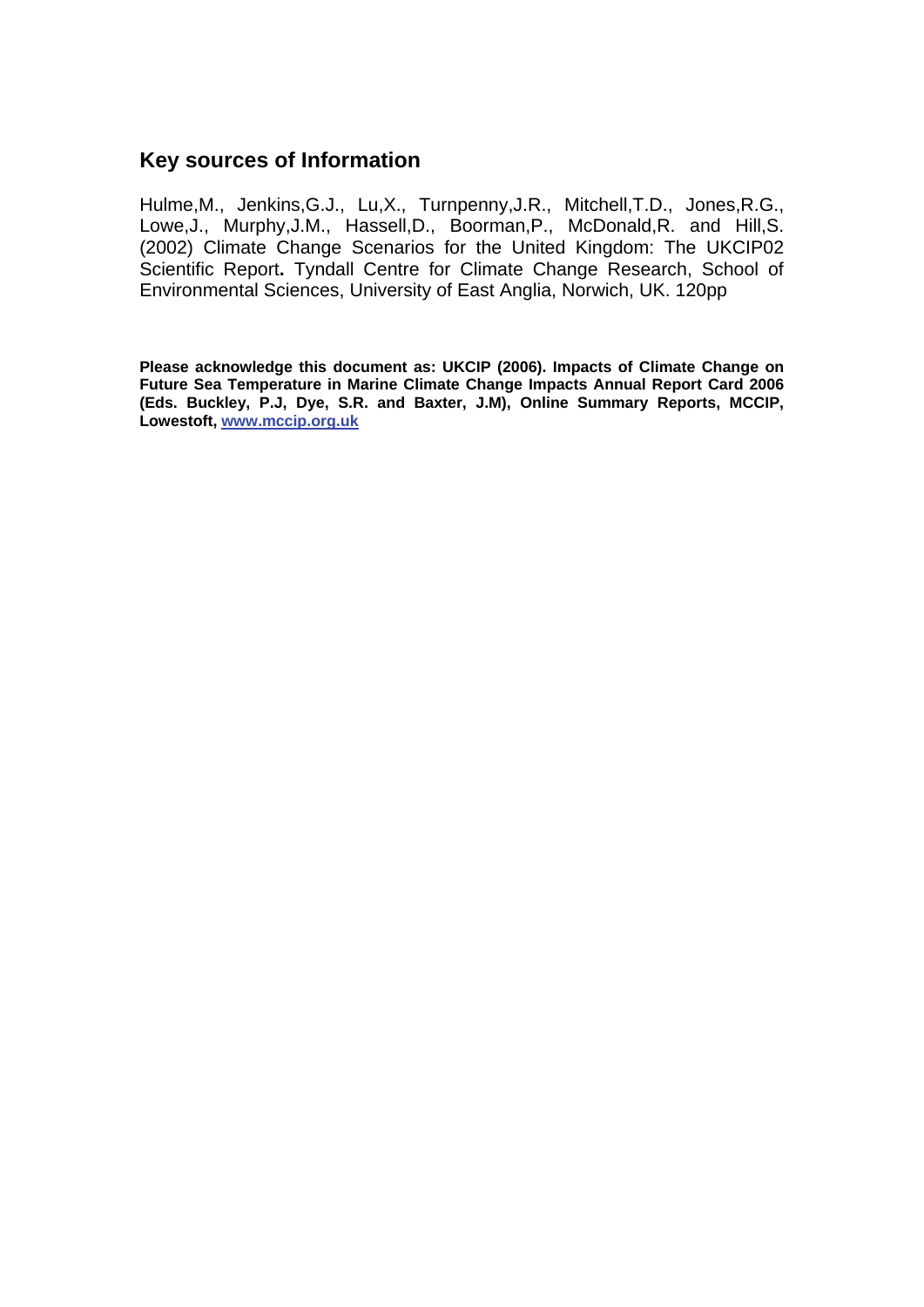## Key sources of Information

Hulme,M., Jenkins,G.J., Lu,X., Turnpenny,J.R., Mitchell,T.D., Jones,R.G., Lowe,J., Murphy,J.M., Hassell,D., Boorman,P., McDonald,R. and Hill,S. (2002) Climate Change Scenarios for the United Kingdom: The UKCIP02 Scientific Report**.** Tyndall Centre for Climate Change Research, School of Environmental Sciences, University of East Anglia, Norwich, UK. 120pp

**Please acknowledge this document as: UKCIP (2006). Impacts of Climate Change on Future Sea Temperature in Marine Climate Change Impacts Annual Report Card 2006 (Eds. Buckley, P.J, Dye, S.R. and Baxter, J.M), Online Summary Reports, MCCIP, Lowestoft, [www.mccip.org.uk](http://www.mccip.org.uk)**